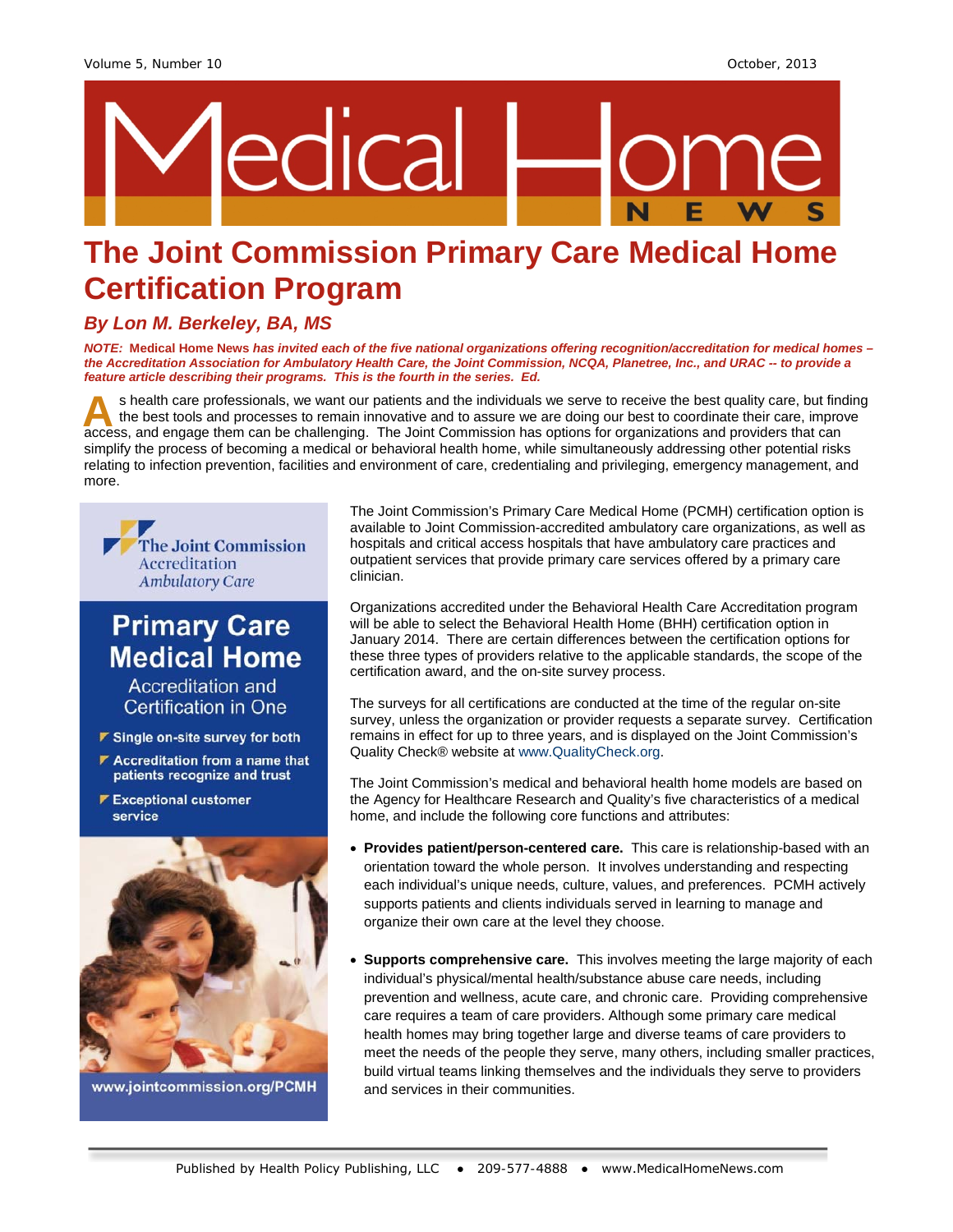# The Joint Commission Primary Care Medical Home Certification Program

### *By Lon M. Berkeley, BA, MS*

***NOTE:* Medical Home News *has invited each of the five national organizations offering recognition/accreditation for medical homes – the Accreditation Association for Ambulatory Health Care, the Joint Commission, NCQA, Planetree, Inc., and URAC -- to provide a feature article describing their programs. This is the fourth in the series. Ed.***

As health care professionals, we want our patients and the individuals we serve to receive the best quality care, but finding the best tools and processes to remain innovative and to assure we are doing our best to coordinate their care, improve access, and engage them can be challenging. The Joint Commission has options for organizations and providers that can simplify the process of becoming a medical or behavioral health home, while simultaneously addressing other potential risks relating to infection prevention, facilities and environment of care, credentialing and privileging, emergency management, and more.

The Joint Commission Accreditation Ambulatory Care

**Primary Care Medical Home**

Accreditation and Certification in One

- Single on-site survey for both
- Accreditation from a name that patients recognize and trust
- Exceptional customer service

www.jointcommission.org/PCMH

The Joint Commission's Primary Care Medical Home (PCMH) certification option is available to Joint Commission-accredited ambulatory care organizations, as well as hospitals and critical access hospitals that have ambulatory care practices and outpatient services that provide primary care services offered by a primary care clinician.

Organizations accredited under the Behavioral Health Care Accreditation program will be able to select the Behavioral Health Home (BHH) certification option in January 2014. There are certain differences between the certification options for these three types of providers relative to the applicable standards, the scope of the certification award, and the on-site survey process.

The surveys for all certifications are conducted at the time of the regular on-site survey, unless the organization or provider requests a separate survey. Certification remains in effect for up to three years, and is displayed on the Joint Commission's Quality Check® website at www.QualityCheck.org.

The Joint Commission's medical and behavioral health home models are based on the Agency for Healthcare Research and Quality's five characteristics of a medical home, and include the following core functions and attributes:

- **Provides patient/person-centered care.** This care is relationship-based with an orientation toward the whole person. It involves understanding and respecting each individual's unique needs, culture, values, and preferences. PCMH actively supports patients and clients individuals served in learning to manage and organize their own care at the level they choose.

- **Supports comprehensive care.** This involves meeting the large majority of each individual's physical/mental health/substance abuse care needs, including prevention and wellness, acute care, and chronic care. Providing comprehensive care requires a team of care providers. Although some primary care medical health homes may bring together large and diverse teams of care providers to meet the needs of the people they serve, many others, including smaller practices, build virtual teams linking themselves and the individuals they serve to providers and services in their communities.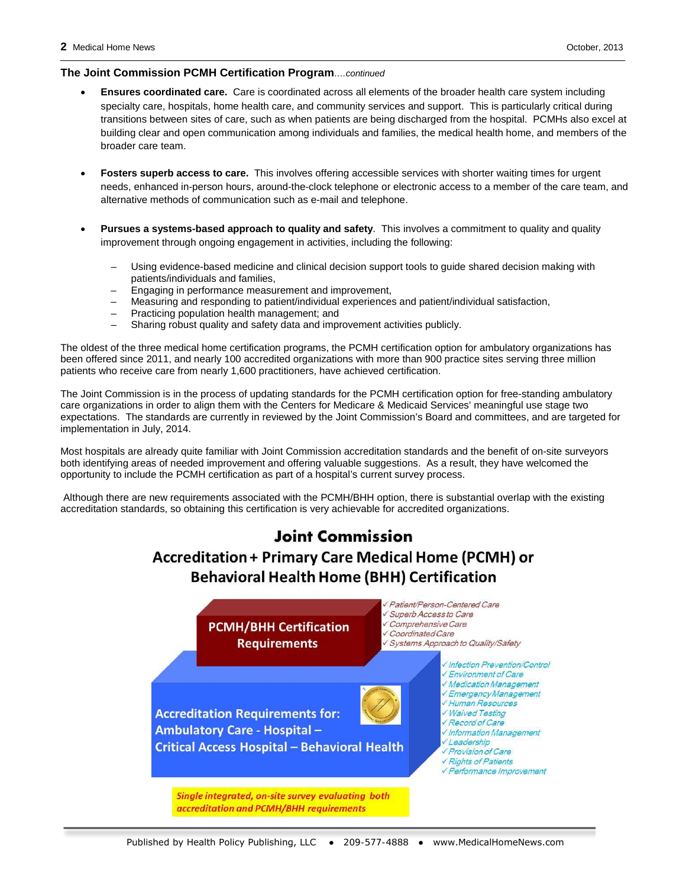## The Joint Commission PCMH Certification Program*....continued*

- **Ensures coordinated care.** Care is coordinated across all elements of the broader health care system including specialty care, hospitals, home health care, and community services and support. This is particularly critical during transitions between sites of care, such as when patients are being discharged from the hospital. PCMHs also excel at building clear and open communication among individuals and families, the medical health home, and members of the broader care team.

- **Fosters superb access to care.** This involves offering accessible services with shorter waiting times for urgent needs, enhanced in-person hours, around-the-clock telephone or electronic access to a member of the care team, and alternative methods of communication such as e-mail and telephone.

- **Pursues a systems-based approach to quality and safety**. This involves a commitment to quality and quality improvement through ongoing engagement in activities, including the following:

  - Using evidence-based medicine and clinical decision support tools to guide shared decision making with patients/individuals and families,
  - Engaging in performance measurement and improvement,
  - Measuring and responding to patient/individual experiences and patient/individual satisfaction,
  - Practicing population health management; and
  - Sharing robust quality and safety data and improvement activities publicly.

The oldest of the three medical home certification programs, the PCMH certification option for ambulatory organizations has been offered since 2011, and nearly 100 accredited organizations with more than 900 practice sites serving three million patients who receive care from nearly 1,600 practitioners, have achieved certification.

The Joint Commission is in the process of updating standards for the PCMH certification option for free-standing ambulatory care organizations in order to align them with the Centers for Medicare & Medicaid Services' meaningful use stage two expectations. The standards are currently in reviewed by the Joint Commission's Board and committees, and are targeted for implementation in July, 2014.

Most hospitals are already quite familiar with Joint Commission accreditation standards and the benefit of on-site surveyors both identifying areas of needed improvement and offering valuable suggestions. As a result, they have welcomed the opportunity to include the PCMH certification as part of a hospital's current survey process.

Although there are new requirements associated with the PCMH/BHH option, there is substantial overlap with the existing accreditation standards, so obtaining this certification is very achievable for accredited organizations.

### Joint Commission
### Accreditation + Primary Care Medical Home (PCMH) or Behavioral Health Home (BHH) Certification

**PCMH/BHH Certification Requirements**

- ✓ *Patient/Person-Centered Care*
- ✓ *Superb Access to Care*
- ✓ *Comprehensive Care*
- ✓ *Coordinated Care*
- ✓ *Systems Approach to Quality/Safety*

**Accreditation Requirements for: Ambulatory Care - Hospital – Critical Access Hospital – Behavioral Health**

- ✓ *Infection Prevention/Control*
- ✓ *Environment of Care*
- ✓ *Medication Management*
- ✓ *Emergency Management*
- ✓ *Human Resources*
- ✓ *Waived Testing*
- ✓ *Record of Care*
- ✓ *Information Management*
- ✓ *Leadership*
- ✓ *Provision of Care*
- ✓ *Rights of Patients*
- ✓ *Performance Improvement*

***Single integrated, on-site survey evaluating both accreditation and PCMH/BHH requirements***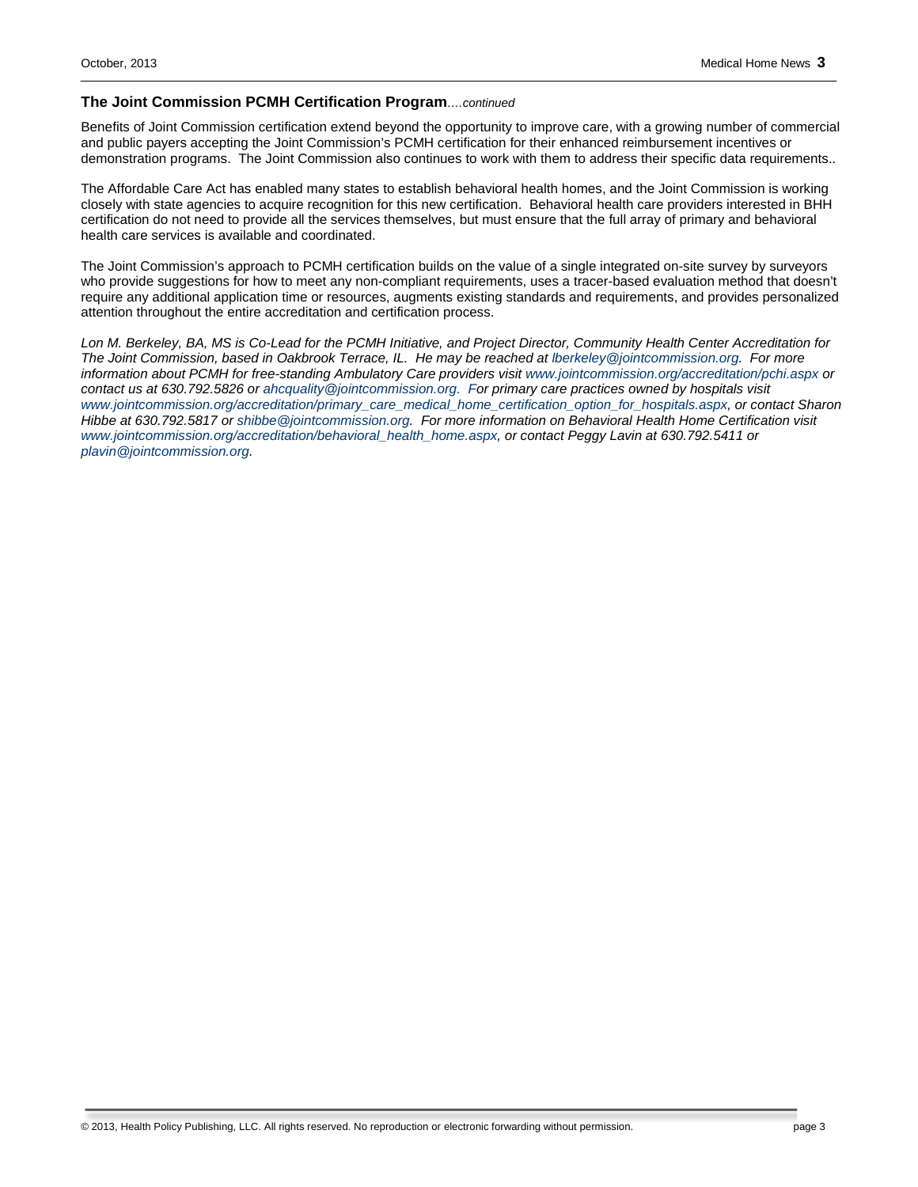### **The Joint Commission PCMH Certification Program***....continued*

Benefits of Joint Commission certification extend beyond the opportunity to improve care, with a growing number of commercial and public payers accepting the Joint Commission's PCMH certification for their enhanced reimbursement incentives or demonstration programs. The Joint Commission also continues to work with them to address their specific data requirements..

The Affordable Care Act has enabled many states to establish behavioral health homes, and the Joint Commission is working closely with state agencies to acquire recognition for this new certification. Behavioral health care providers interested in BHH certification do not need to provide all the services themselves, but must ensure that the full array of primary and behavioral health care services is available and coordinated.

The Joint Commission's approach to PCMH certification builds on the value of a single integrated on-site survey by surveyors who provide suggestions for how to meet any non-compliant requirements, uses a tracer-based evaluation method that doesn't require any additional application time or resources, augments existing standards and requirements, and provides personalized attention throughout the entire accreditation and certification process.

*Lon M. Berkeley, BA, MS is Co-Lead for the PCMH Initiative, and Project Director, Community Health Center Accreditation for The Joint Commission, based in Oakbrook Terrace, IL. He may be reached at lberkeley@jointcommission.org. For more information about PCMH for free-standing Ambulatory Care providers visit www.jointcommission.org/accreditation/pchi.aspx or contact us at 630.792.5826 or ahcquality@jointcommission.org. For primary care practices owned by hospitals visit www.jointcommission.org/accreditation/primary_care_medical_home_certification_option_for_hospitals.aspx, or contact Sharon Hibbe at 630.792.5817 or shibbe@jointcommission.org. For more information on Behavioral Health Home Certification visit www.jointcommission.org/accreditation/behavioral_health_home.aspx, or contact Peggy Lavin at 630.792.5411 or plavin@jointcommission.org.*